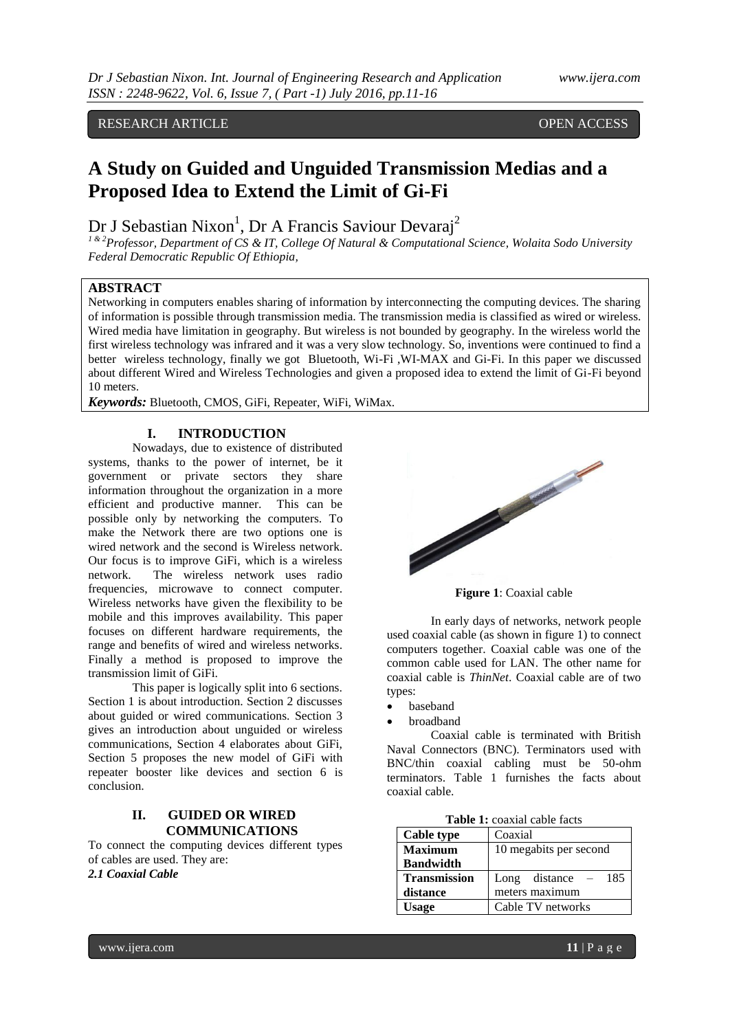RESEARCH ARTICLE OPEN ACCESS

# A Study on Guided and Unguided Transmission Medias and a Proposed Idea to Extend the Limit of Gi-Fi

Dr J Sebastian Nixon[1], Dr A Francis Saviour Devaraj[2]

[1 & 2]*Professor, Department of CS & IT, College Of Natural & Computational Science, Wolaita Sodo University Federal Democratic Republic Of Ethiopia,*

## ABSTRACT

Networking in computers enables sharing of information by interconnecting the computing devices. The sharing of information is possible through transmission media. The transmission media is classified as wired or wireless. Wired media have limitation in geography. But wireless is not bounded by geography. In the wireless world the first wireless technology was infrared and it was a very slow technology. So, inventions were continued to find a better wireless technology, finally we got Bluetooth, Wi-Fi ,WI-MAX and Gi-Fi. In this paper we discussed about different Wired and Wireless Technologies and given a proposed idea to extend the limit of Gi-Fi beyond 10 meters.

***Keywords:*** Bluetooth, CMOS, GiFi, Repeater, WiFi, WiMax.

## I. INTRODUCTION

Nowadays, due to existence of distributed systems, thanks to the power of internet, be it government or private sectors they share information throughout the organization in a more efficient and productive manner. This can be possible only by networking the computers. To make the Network there are two options one is wired network and the second is Wireless network. Our focus is to improve GiFi, which is a wireless network. The wireless network uses radio frequencies, microwave to connect computer. Wireless networks have given the flexibility to be mobile and this improves availability. This paper focuses on different hardware requirements, the range and benefits of wired and wireless networks. Finally a method is proposed to improve the transmission limit of GiFi.

This paper is logically split into 6 sections. Section 1 is about introduction. Section 2 discusses about guided or wired communications. Section 3 gives an introduction about unguided or wireless communications, Section 4 elaborates about GiFi, Section 5 proposes the new model of GiFi with repeater booster like devices and section 6 is conclusion.

## II. GUIDED OR WIRED COMMUNICATIONS

To connect the computing devices different types of cables are used. They are:

### *2.1 Coaxial Cable*

**Figure 1**: Coaxial cable

In early days of networks, network people used coaxial cable (as shown in figure 1) to connect computers together. Coaxial cable was one of the common cable used for LAN. The other name for coaxial cable is *ThinNet*. Coaxial cable are of two types:

- baseband
- broadband

Coaxial cable is terminated with British Naval Connectors (BNC). Terminators used with BNC/thin coaxial cabling must be 50-ohm terminators. Table 1 furnishes the facts about coaxial cable.

**Table 1:** coaxial cable facts

| **Cable type** | Coaxial |
|---|---|
| **Maximum Bandwidth** | 10 megabits per second |
| **Transmission distance** | Long distance – 185 meters maximum |
| **Usage** | Cable TV networks |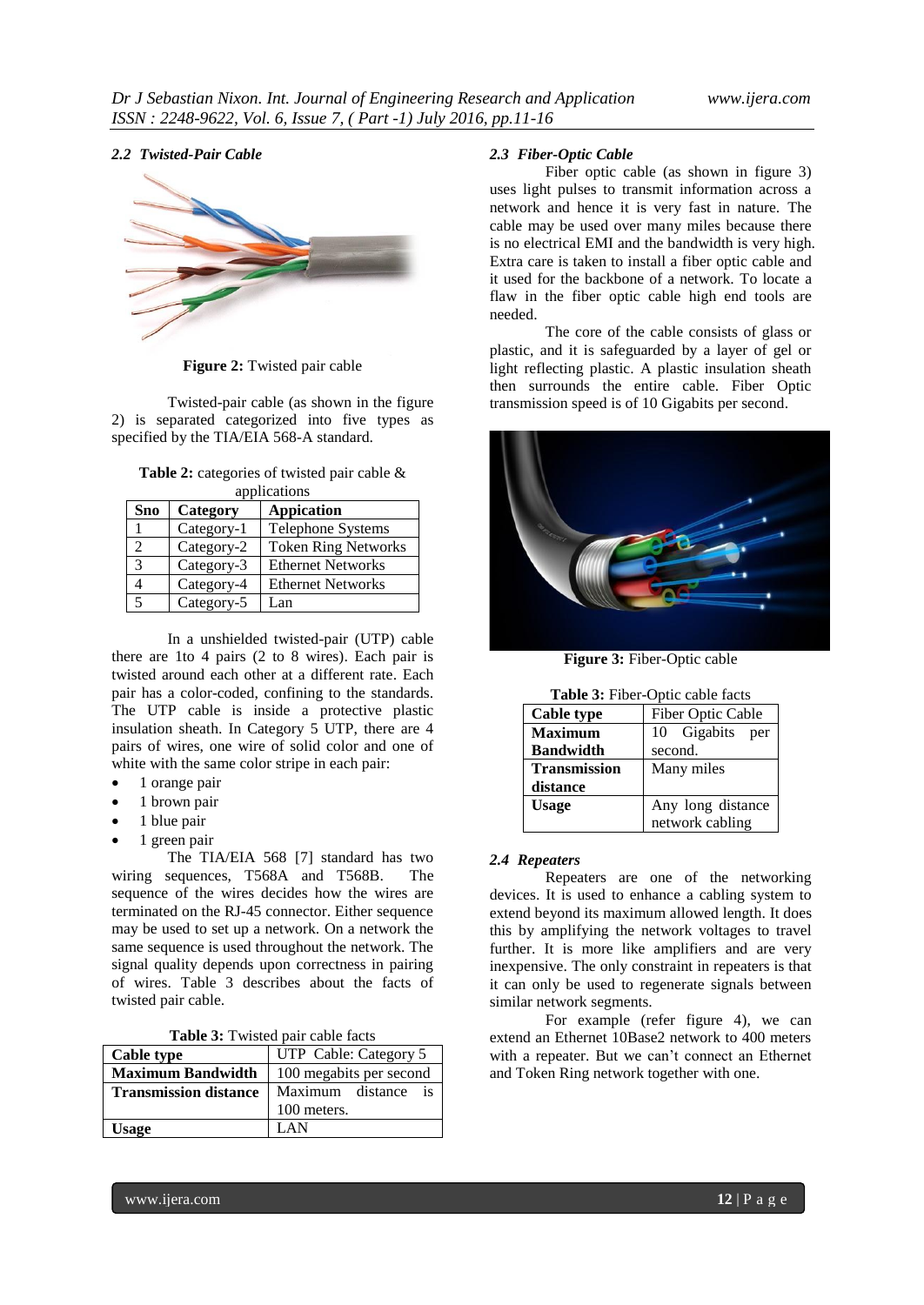### 2.2 Twisted-Pair Cable

**Figure 2:** Twisted pair cable

Twisted-pair cable (as shown in the figure 2) is separated categorized into five types as specified by the TIA/EIA 568-A standard.

**Table 2:** categories of twisted pair cable & applications

| Sno | Category | Appication |
|---|---|---|
| 1 | Category-1 | Telephone Systems |
| 2 | Category-2 | Token Ring Networks |
| 3 | Category-3 | Ethernet Networks |
| 4 | Category-4 | Ethernet Networks |
| 5 | Category-5 | Lan |

In a unshielded twisted-pair (UTP) cable there are 1to 4 pairs (2 to 8 wires). Each pair is twisted around each other at a different rate. Each pair has a color-coded, confining to the standards. The UTP cable is inside a protective plastic insulation sheath. In Category 5 UTP, there are 4 pairs of wires, one wire of solid color and one of white with the same color stripe in each pair:

- 1 orange pair
- 1 brown pair
- 1 blue pair
- 1 green pair

The TIA/EIA 568 [7] standard has two wiring sequences, T568A and T568B. The sequence of the wires decides how the wires are terminated on the RJ-45 connector. Either sequence may be used to set up a network. On a network the same sequence is used throughout the network. The signal quality depends upon correctness in pairing of wires. Table 3 describes about the facts of twisted pair cable.

**Table 3:** Twisted pair cable facts

| Cable type | UTP Cable: Category 5 |
|---|---|
| **Maximum Bandwidth** | 100 megabits per second |
| **Transmission distance** | Maximum distance is 100 meters. |
| **Usage** | LAN |

### 2.3 Fiber-Optic Cable

Fiber optic cable (as shown in figure 3) uses light pulses to transmit information across a network and hence it is very fast in nature. The cable may be used over many miles because there is no electrical EMI and the bandwidth is very high. Extra care is taken to install a fiber optic cable and it used for the backbone of a network. To locate a flaw in the fiber optic cable high end tools are needed.

The core of the cable consists of glass or plastic, and it is safeguarded by a layer of gel or light reflecting plastic. A plastic insulation sheath then surrounds the entire cable. Fiber Optic transmission speed is of 10 Gigabits per second.

**Figure 3:** Fiber-Optic cable

**Table 3:** Fiber-Optic cable facts

| Cable type | Fiber Optic Cable |
|---|---|
| **Maximum Bandwidth** | 10 Gigabits per second. |
| **Transmission distance** | Many miles |
| **Usage** | Any long distance network cabling |

### 2.4 Repeaters

Repeaters are one of the networking devices. It is used to enhance a cabling system to extend beyond its maximum allowed length. It does this by amplifying the network voltages to travel further. It is more like amplifiers and are very inexpensive. The only constraint in repeaters is that it can only be used to regenerate signals between similar network segments.

For example (refer figure 4), we can extend an Ethernet 10Base2 network to 400 meters with a repeater. But we can't connect an Ethernet and Token Ring network together with one.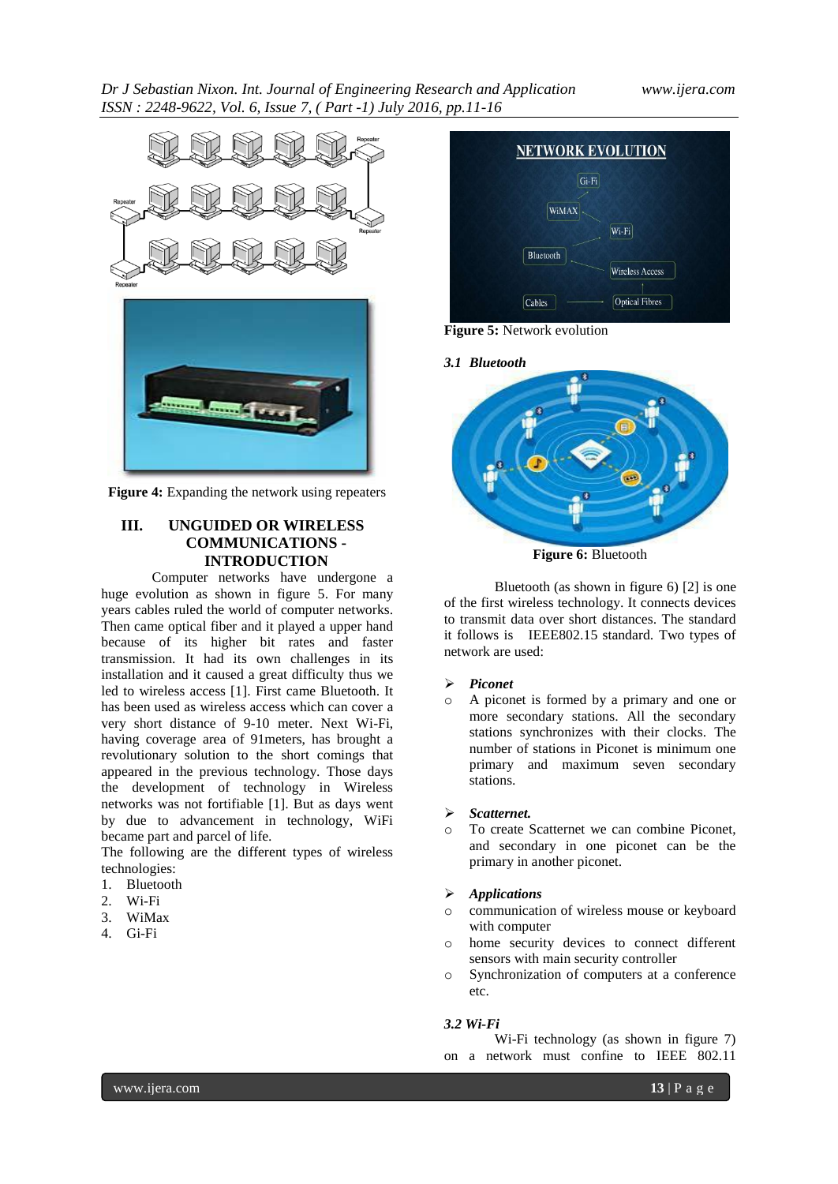Figure 4: Expanding the network using repeaters

## III. UNGUIDED OR WIRELESS COMMUNICATIONS - INTRODUCTION

Computer networks have undergone a huge evolution as shown in figure 5. For many years cables ruled the world of computer networks. Then came optical fiber and it played a upper hand because of its higher bit rates and faster transmission. It had its own challenges in its installation and it caused a great difficulty thus we led to wireless access [1]. First came Bluetooth. It has been used as wireless access which can cover a very short distance of 9-10 meter. Next Wi-Fi, having coverage area of 91meters, has brought a revolutionary solution to the short comings that appeared in the previous technology. Those days the development of technology in Wireless networks was not fortifiable [1]. But as days went by due to advancement in technology, WiFi became part and parcel of life.
The following are the different types of wireless technologies:

1. Bluetooth
2. Wi-Fi
3. WiMax
4. Gi-Fi

Figure 5: Network evolution

### *3.1 Bluetooth*

Figure 6: Bluetooth

Bluetooth (as shown in figure 6) [2] is one of the first wireless technology. It connects devices to transmit data over short distances. The standard it follows is IEEE802.15 standard. Two types of network are used:

- ***Piconet***
  - A piconet is formed by a primary and one or more secondary stations. All the secondary stations synchronizes with their clocks. The number of stations in Piconet is minimum one primary and maximum seven secondary stations.
- ***Scatternet.***
  - To create Scatternet we can combine Piconet, and secondary in one piconet can be the primary in another piconet.
- ***Applications***
  - communication of wireless mouse or keyboard with computer
  - home security devices to connect different sensors with main security controller
  - Synchronization of computers at a conference etc.

### *3.2 Wi-Fi*

Wi-Fi technology (as shown in figure 7) on a network must confine to IEEE 802.11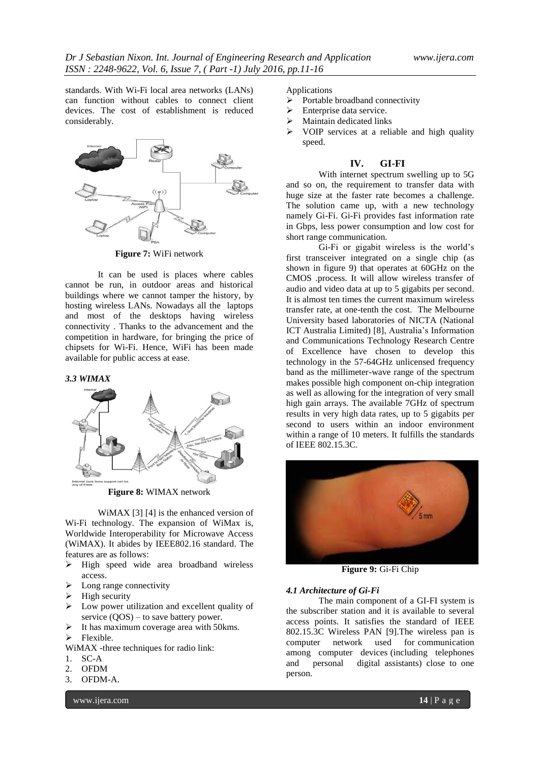standards. With Wi-Fi local area networks (LANs) can function without cables to connect client devices. The cost of establishment is reduced considerably.

**Figure 7:** WiFi network

It can be used is places where cables cannot be run, in outdoor areas and historical buildings where we cannot tamper the history, by hosting wireless LANs. Nowadays all the laptops and most of the desktops having wireless connectivity . Thanks to the advancement and the competition in hardware, for bringing the price of chipsets for Wi-Fi. Hence, WiFi has been made available for public access at ease.

### *3.3 WIMAX*

**Figure 8:** WIMAX network

WiMAX [3] [4] is the enhanced version of Wi-Fi technology. The expansion of WiMax is, Worldwide Interoperability for Microwave Access (WiMAX). It abides by IEEE802.16 standard. The features are as follows:

- High speed wide area broadband wireless access.
- Long range connectivity
- High security
- Low power utilization and excellent quality of service (QOS) – to save battery power.
- It has maximum coverage area with 50kms.
- Flexible.

WiMAX -three techniques for radio link:

1. SC-A
2. OFDM
3. OFDM-A.

Applications

- Portable broadband connectivity
- Enterprise data service.
- Maintain dedicated links
- VOIP services at a reliable and high quality speed.

## IV. GI-FI

With internet spectrum swelling up to 5G and so on, the requirement to transfer data with huge size at the faster rate becomes a challenge. The solution came up, with a new technology namely Gi-Fi. Gi-Fi provides fast information rate in Gbps, less power consumption and low cost for short range communication.

Gi-Fi or gigabit wireless is the world's first transceiver integrated on a single chip (as shown in figure 9) that operates at 60GHz on the CMOS .process. It will allow wireless transfer of audio and video data at up to 5 gigabits per second. It is almost ten times the current maximum wireless transfer rate, at one-tenth the cost. The Melbourne University based laboratories of NICTA (National ICT Australia Limited) [8], Australia's Information and Communications Technology Research Centre of Excellence have chosen to develop this technology in the 57-64GHz unlicensed frequency band as the millimeter-wave range of the spectrum makes possible high component on-chip integration as well as allowing for the integration of very small high gain arrays. The available 7GHz of spectrum results in very high data rates, up to 5 gigabits per second to users within an indoor environment within a range of 10 meters. It fulfills the standards of IEEE 802.15.3C.

**Figure 9:** Gi-Fi Chip

### *4.1 Architecture of Gi-Fi*

The main component of a GI-FI system is the subscriber station and it is available to several access points. It satisfies the standard of IEEE 802.15.3C Wireless PAN [9].The wireless pan is computer network used for communication among computer devices (including telephones and personal digital assistants) close to one person.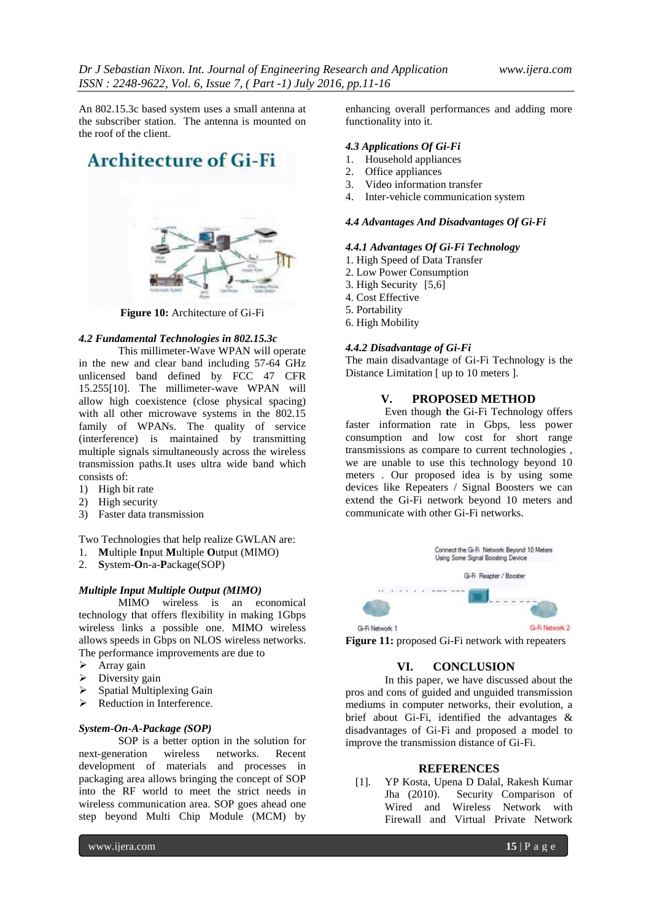An 802.15.3c based system uses a small antenna at the subscriber station. The antenna is mounted on the roof of the client.

Figure 10: Architecture of Gi-Fi

### *4.2 Fundamental Technologies in 802.15.3c*

This millimeter-Wave WPAN will operate in the new and clear band including 57-64 GHz unlicensed band defined by FCC 47 CFR 15.255[10]. The millimeter-wave WPAN will allow high coexistence (close physical spacing) with all other microwave systems in the 802.15 family of WPANs. The quality of service (interference) is maintained by transmitting multiple signals simultaneously across the wireless transmission paths.It uses ultra wide band which consists of:

1) High bit rate
2) High security
3) Faster data transmission

Two Technologies that help realize GWLAN are:

1. **M**ultiple **I**nput **M**ultiple **O**utput (MIMO)
2. **S**ystem-**O**n-a-**P**ackage(SOP)

#### *Multiple Input Multiple Output (MIMO)*

MIMO wireless is an economical technology that offers flexibility in making 1Gbps wireless links a possible one. MIMO wireless allows speeds in Gbps on NLOS wireless networks. The performance improvements are due to

- Array gain
- Diversity gain
- Spatial Multiplexing Gain
- Reduction in Interference.

#### *System-On-A-Package (SOP)*

SOP is a better option in the solution for next-generation wireless networks. Recent development of materials and processes in packaging area allows bringing the concept of SOP into the RF world to meet the strict needs in wireless communication area. SOP goes ahead one step beyond Multi Chip Module (MCM) by enhancing overall performances and adding more functionality into it.

### *4.3 Applications Of Gi-Fi*

1. Household appliances
2. Office appliances
3. Video information transfer
4. Inter-vehicle communication system

### *4.4 Advantages And Disadvantages Of Gi-Fi*

#### *4.4.1 Advantages Of Gi-Fi Technology*

1. High Speed of Data Transfer
2. Low Power Consumption
3. High Security [5,6]
4. Cost Effective
5. Portability
6. High Mobility

#### *4.4.2 Disadvantage of Gi-Fi*

The main disadvantage of Gi-Fi Technology is the Distance Limitation [ up to 10 meters ].

## V. PROPOSED METHOD

Even though the Gi-Fi Technology offers faster information rate in Gbps, less power consumption and low cost for short range transmissions as compare to current technologies , we are unable to use this technology beyond 10 meters . Our proposed idea is by using some devices like Repeaters / Signal Boosters we can extend the Gi-Fi network beyond 10 meters and communicate with other Gi-Fi networks.

Figure 11: proposed Gi-Fi network with repeaters

## VI. CONCLUSION

In this paper, we have discussed about the pros and cons of guided and unguided transmission mediums in computer networks, their evolution, a brief about Gi-Fi, identified the advantages & disadvantages of Gi-Fi and proposed a model to improve the transmission distance of Gi-Fi.

## REFERENCES

[1]. YP Kosta, Upena D Dalal, Rakesh Kumar Jha (2010). Security Comparison of Wired and Wireless Network with Firewall and Virtual Private Network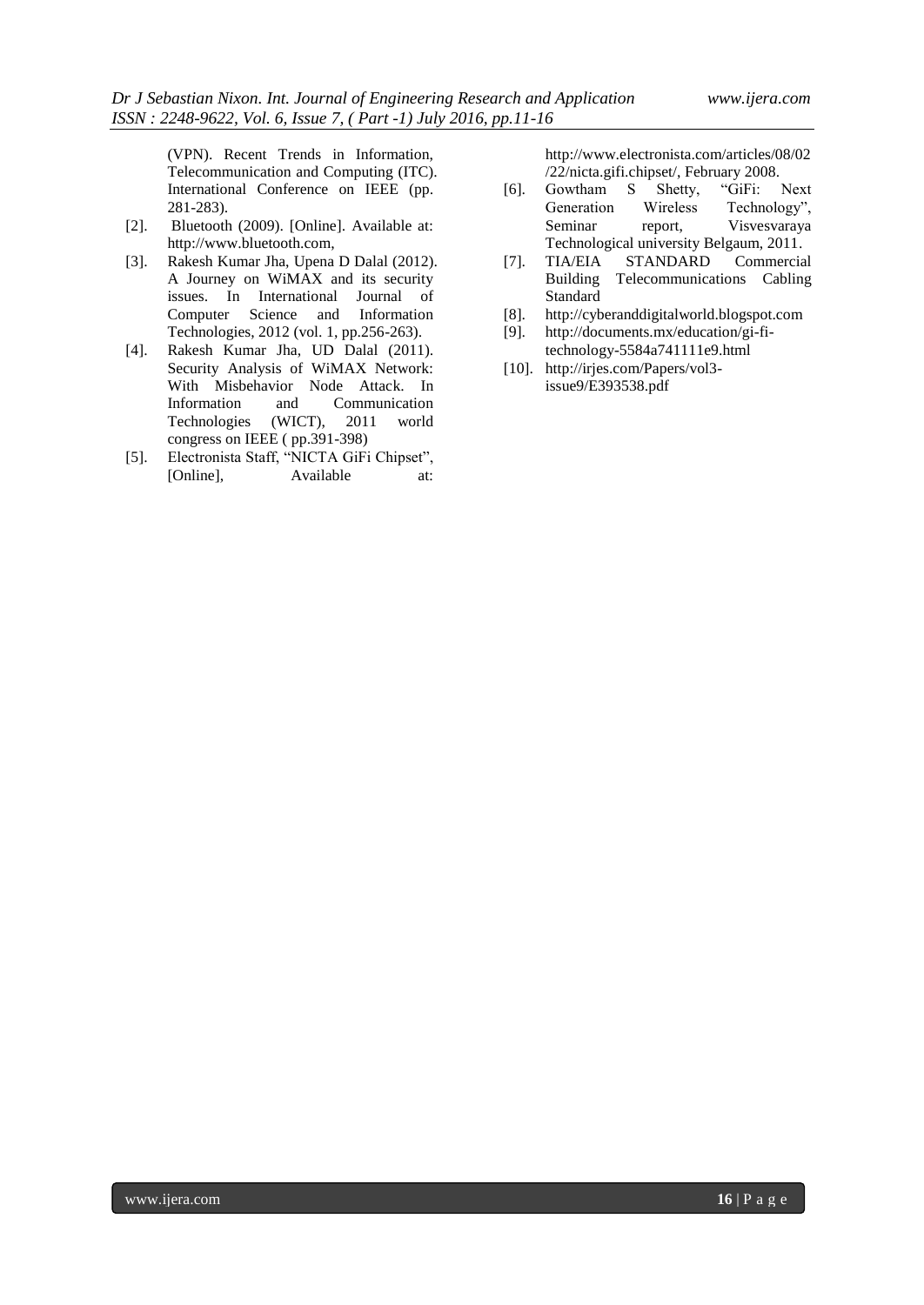(VPN). Recent Trends in Information, Telecommunication and Computing (ITC). International Conference on IEEE (pp. 281-283).

[2]. Bluetooth (2009). [Online]. Available at: http://www.bluetooth.com,

[3]. Rakesh Kumar Jha, Upena D Dalal (2012). A Journey on WiMAX and its security issues. In International Journal of Computer Science and Information Technologies, 2012 (vol. 1, pp.256-263).

[4]. Rakesh Kumar Jha, UD Dalal (2011). Security Analysis of WiMAX Network: With Misbehavior Node Attack. In Information and Communication Technologies (WICT), 2011 world congress on IEEE ( pp.391-398)

[5]. Electronista Staff, "NICTA GiFi Chipset", [Online], Available at: http://www.electronista.com/articles/08/02/22/nicta.gifi.chipset/, February 2008.

[6]. Gowtham S Shetty, "GiFi: Next Generation Wireless Technology", Seminar report, Visvesvaraya Technological university Belgaum, 2011.

[7]. TIA/EIA STANDARD Commercial Building Telecommunications Cabling Standard

[8]. http://cyberanddigitalworld.blogspot.com

[9]. http://documents.mx/education/gi-fi-technology-5584a741111e9.html

[10]. http://irjes.com/Papers/vol3-issue9/E393538.pdf